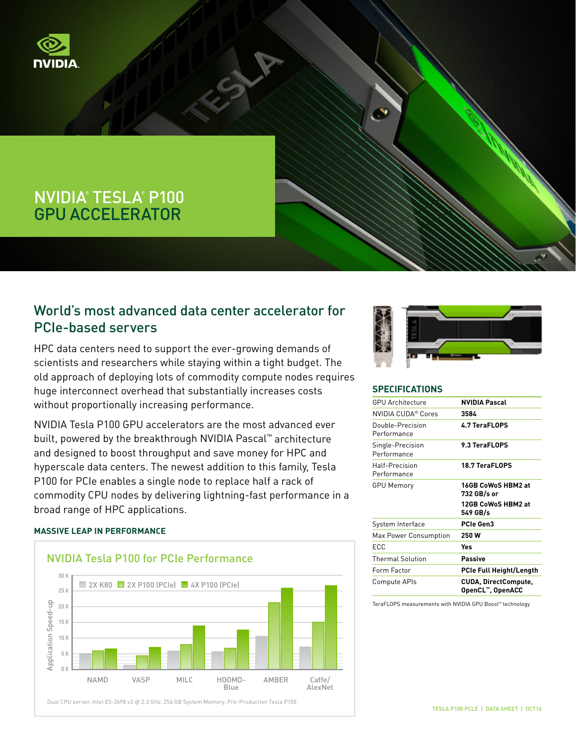# NVIDIA® TESLA® P100 GPU ACCELERATOR

## World's most advanced data center accelerator for PCIe-based servers

HPC data centers need to support the ever-growing demands of scientists and researchers while staying within a tight budget. The old approach of deploying lots of commodity compute nodes requires huge interconnect overhead that substantially increases costs without proportionally increasing performance.

NVIDIA Tesla P100 GPU accelerators are the most advanced ever built, powered by the breakthrough NVIDIA Pascal™ architecture and designed to boost throughput and save money for HPC and hyperscale data centers. The newest addition to this family, Tesla P100 for PCIe enables a single node to replace half a rack of commodity CPU nodes by delivering lightning-fast performance in a broad range of HPC applications.

### MASSIVE LEAP IN PERFORMANCE

**NVIDIA Tesla P100 for PCIe Performance**

Application Speed-up (0 X – 30 X); legend: 2X K80, 2X P100 (PCIe), 4X P100 (PCIe)

Applications: NAMD, VASP, MILC, HOOMD-Blue, AMBER, Caffe/AlexNet

Dual CPU server, Intel E5-2698 v3 @ 2.3 GHz, 256 GB System Memory, Pre-Production Tesla P100

### SPECIFICATIONS

| | |
|---|---|
| GPU Architecture | **NVIDIA Pascal** |
| NVIDIA CUDA® Cores | **3584** |
| Double-Precision Performance | **4.7 TeraFLOPS** |
| Single-Precision Performance | **9.3 TeraFLOPS** |
| Half-Precision Performance | **18.7 TeraFLOPS** |
| GPU Memory | **16GB CoWoS HBM2 at 732 GB/s or** **12GB CoWoS HBM2 at 549 GB/s** |
| System Interface | **PCIe Gen3** |
| Max Power Consumption | **250 W** |
| ECC | **Yes** |
| Thermal Solution | **Passive** |
| Form Factor | **PCIe Full Height/Length** |
| Compute APIs | **CUDA, DirectCompute, OpenCL™, OpenACC** |

TeraFLOPS measurements with NVIDIA GPU Boost™ technology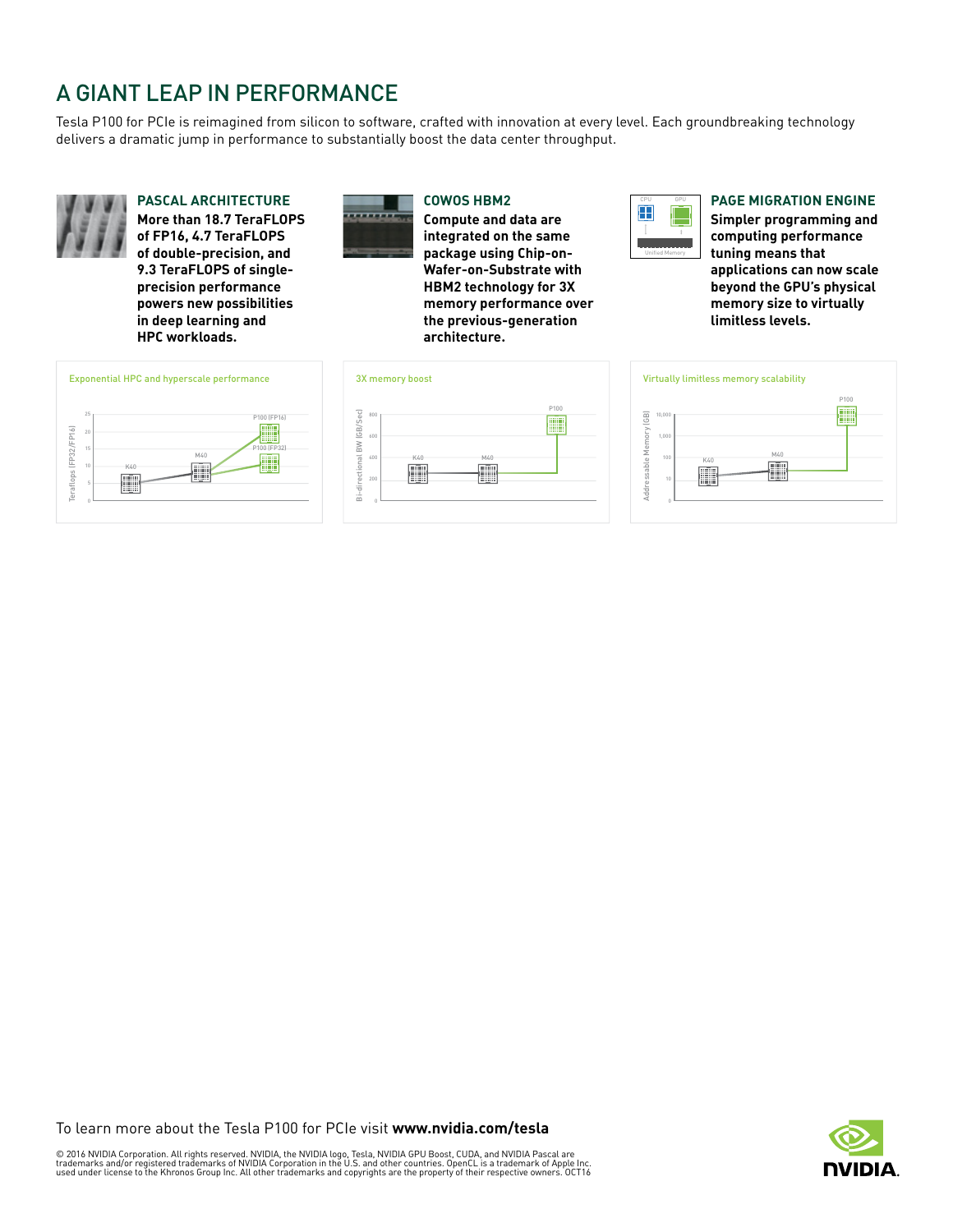# A GIANT LEAP IN PERFORMANCE

Tesla P100 for PCIe is reimagined from silicon to software, crafted with innovation at every level. Each groundbreaking technology delivers a dramatic jump in performance to substantially boost the data center throughput.

### PASCAL ARCHITECTURE

**More than 18.7 TeraFLOPS of FP16, 4.7 TeraFLOPS of double-precision, and 9.3 TeraFLOPS of single-precision performance powers new possibilities in deep learning and HPC workloads.**

### COWOS HBM2

**Compute and data are integrated on the same package using Chip-on-Wafer-on-Substrate with HBM2 technology for 3X memory performance over the previous-generation architecture.**

### PAGE MIGRATION ENGINE

**Simpler programming and computing performance tuning means that applications can now scale beyond the GPU's physical memory size to virtually limitless levels.**

Exponential HPC and hyperscale performance

Teraflops (FP32/FP16)

25
20
15
10
5
0

K40
M40
P100 (FP16)
P100 (FP32)

3X memory boost

Bi-directional BW (GB/Sec)

800
600
400
200
0

K40
M40
P100

Virtually limitless memory scalability

Addressable Memory (GB)

10,000
1,000
100
10
0

K40
M40
P100

To learn more about the Tesla P100 for PCIe visit **www.nvidia.com/tesla**

© 2016 NVIDIA Corporation. All rights reserved. NVIDIA, the NVIDIA logo, Tesla, NVIDIA GPU Boost, CUDA, and NVIDIA Pascal are trademarks and/or registered trademarks of NVIDIA Corporation in the U.S. and other countries. OpenCL is a trademark of Apple Inc. used under license to the Khronos Group Inc. All other trademarks and copyrights are the property of their respective owners. OCT16